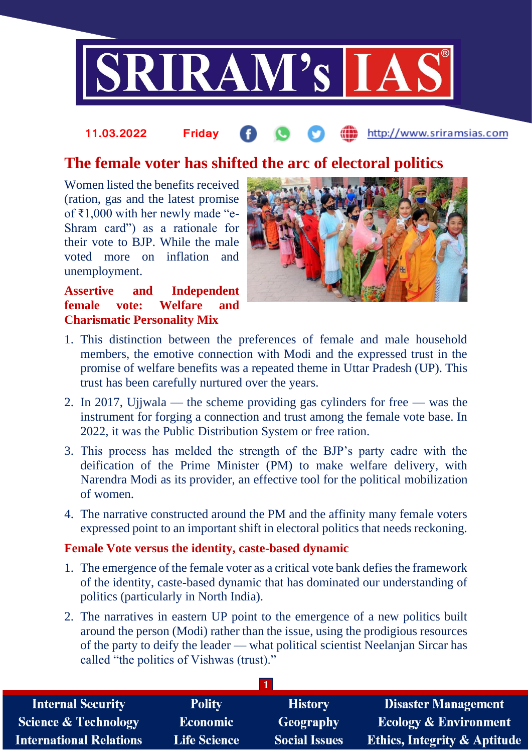# The female voter has shifted the arc of electoral politics

Women listed the benefits received (ration, gas and the latest promise of ₹1,000 with her newly made "e-Shram card") as a rationale for their vote to BJP. While the male voted more on inflation and unemployment.

## Assertive and Independent female vote: Welfare and Charismatic Personality Mix

1. This distinction between the preferences of female and male household members, the emotive connection with Modi and the expressed trust in the promise of welfare benefits was a repeated theme in Uttar Pradesh (UP). This trust has been carefully nurtured over the years.
2. In 2017, Ujjwala — the scheme providing gas cylinders for free — was the instrument for forging a connection and trust among the female vote base. In 2022, it was the Public Distribution System or free ration.
3. This process has melded the strength of the BJP's party cadre with the deification of the Prime Minister (PM) to make welfare delivery, with Narendra Modi as its provider, an effective tool for the political mobilization of women.
4. The narrative constructed around the PM and the affinity many female voters expressed point to an important shift in electoral politics that needs reckoning.

## Female Vote versus the identity, caste-based dynamic

1. The emergence of the female voter as a critical vote bank defies the framework of the identity, caste-based dynamic that has dominated our understanding of politics (particularly in North India).
2. The narratives in eastern UP point to the emergence of a new politics built around the person (Modi) rather than the issue, using the prodigious resources of the party to deify the leader — what political scientist Neelanjan Sircar has called "the politics of Vishwas (trust)."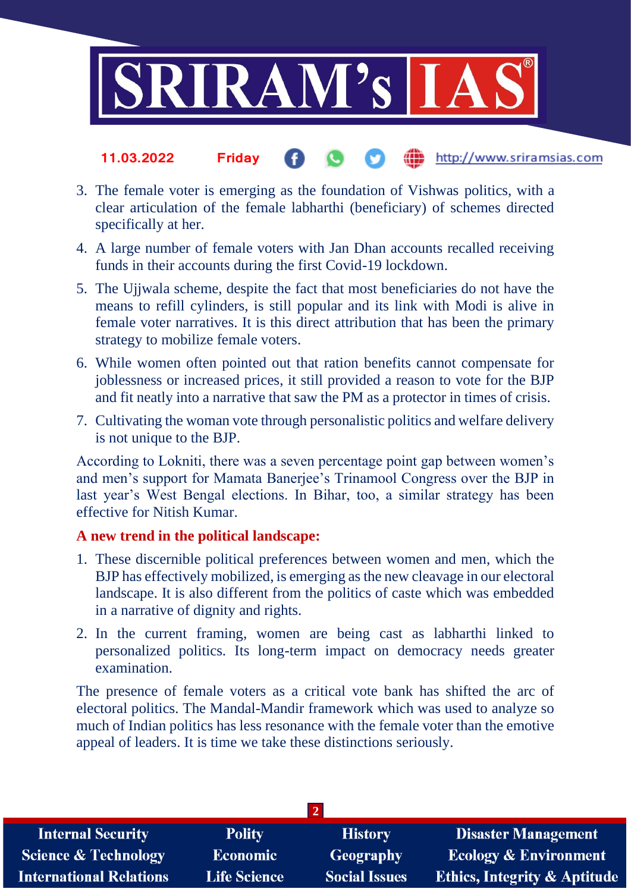3. The female voter is emerging as the foundation of Vishwas politics, with a clear articulation of the female labharthi (beneficiary) of schemes directed specifically at her.
4. A large number of female voters with Jan Dhan accounts recalled receiving funds in their accounts during the first Covid-19 lockdown.
5. The Ujjwala scheme, despite the fact that most beneficiaries do not have the means to refill cylinders, is still popular and its link with Modi is alive in female voter narratives. It is this direct attribution that has been the primary strategy to mobilize female voters.
6. While women often pointed out that ration benefits cannot compensate for joblessness or increased prices, it still provided a reason to vote for the BJP and fit neatly into a narrative that saw the PM as a protector in times of crisis.
7. Cultivating the woman vote through personalistic politics and welfare delivery is not unique to the BJP.

According to Lokniti, there was a seven percentage point gap between women's and men's support for Mamata Banerjee's Trinamool Congress over the BJP in last year's West Bengal elections. In Bihar, too, a similar strategy has been effective for Nitish Kumar.

**A new trend in the political landscape:**

1. These discernible political preferences between women and men, which the BJP has effectively mobilized, is emerging as the new cleavage in our electoral landscape. It is also different from the politics of caste which was embedded in a narrative of dignity and rights.
2. In the current framing, women are being cast as labharthi linked to personalized politics. Its long-term impact on democracy needs greater examination.

The presence of female voters as a critical vote bank has shifted the arc of electoral politics. The Mandal-Mandir framework which was used to analyze so much of Indian politics has less resonance with the female voter than the emotive appeal of leaders. It is time we take these distinctions seriously.